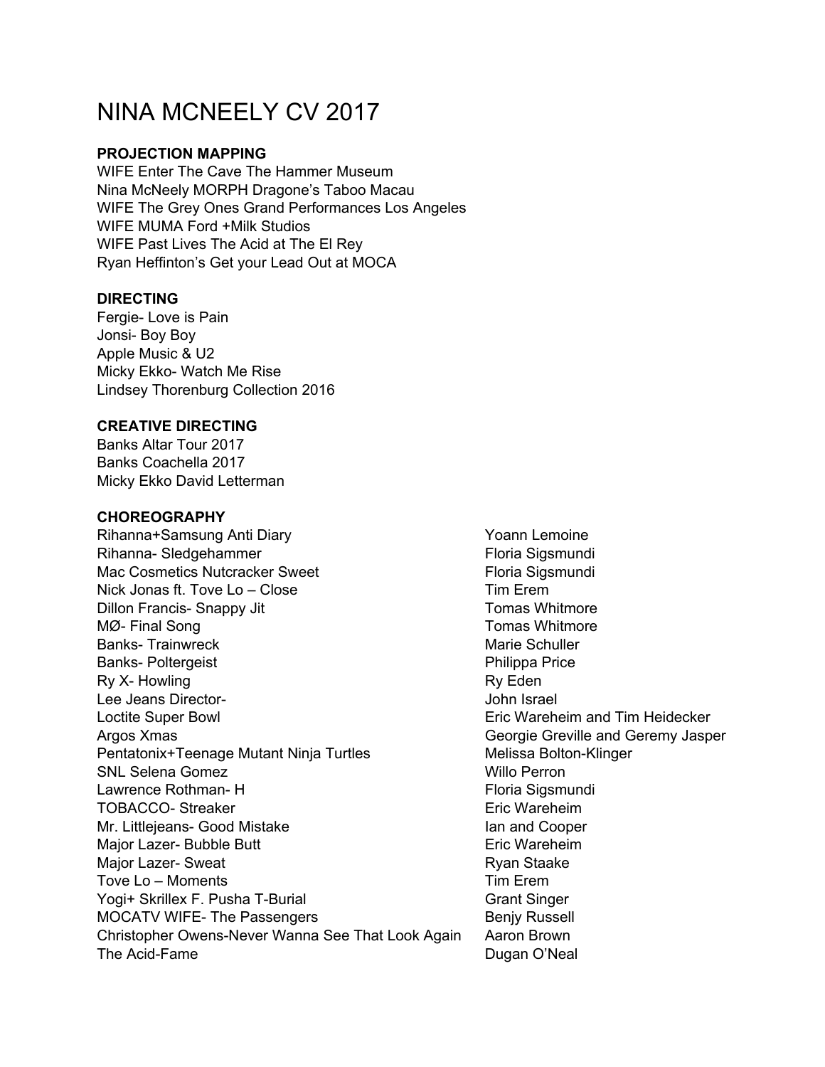# NINA MCNEELY CV 2017

**PROJECTION MAPPING**

WIFE Enter The Cave The Hammer Museum
Nina McNeely MORPH Dragone's Taboo Macau
WIFE The Grey Ones Grand Performances Los Angeles
WIFE MUMA Ford +Milk Studios
WIFE Past Lives The Acid at The El Rey
Ryan Heffinton's Get your Lead Out at MOCA

**DIRECTING**

Fergie- Love is Pain
Jonsi- Boy Boy
Apple Music & U2
Micky Ekko- Watch Me Rise
Lindsey Thorenburg Collection 2016

**CREATIVE DIRECTING**

Banks Altar Tour 2017
Banks Coachella 2017
Micky Ekko David Letterman

**CHOREOGRAPHY**

| | |
|---|---|
| Rihanna+Samsung Anti Diary | Yoann Lemoine |
| Rihanna- Sledgehammer | Floria Sigsmundi |
| Mac Cosmetics Nutcracker Sweet | Floria Sigsmundi |
| Nick Jonas ft. Tove Lo – Close | Tim Erem |
| Dillon Francis- Snappy Jit | Tomas Whitmore |
| MØ- Final Song | Tomas Whitmore |
| Banks- Trainwreck | Marie Schuller |
| Banks- Poltergeist | Philippa Price |
| Ry X- Howling | Ry Eden |
| Lee Jeans Director- | John Israel |
| Loctite Super Bowl | Eric Wareheim and Tim Heidecker |
| Argos Xmas | Georgie Greville and Geremy Jasper |
| Pentatonix+Teenage Mutant Ninja Turtles | Melissa Bolton-Klinger |
| SNL Selena Gomez | Willo Perron |
| Lawrence Rothman- H | Floria Sigsmundi |
| TOBACCO- Streaker | Eric Wareheim |
| Mr. Littlejeans- Good Mistake | Ian and Cooper |
| Major Lazer- Bubble Butt | Eric Wareheim |
| Major Lazer- Sweat | Ryan Staake |
| Tove Lo – Moments | Tim Erem |
| Yogi+ Skrillex F. Pusha T-Burial | Grant Singer |
| MOCATV WIFE- The Passengers | Benjy Russell |
| Christopher Owens-Never Wanna See That Look Again | Aaron Brown |
| The Acid-Fame | Dugan O'Neal |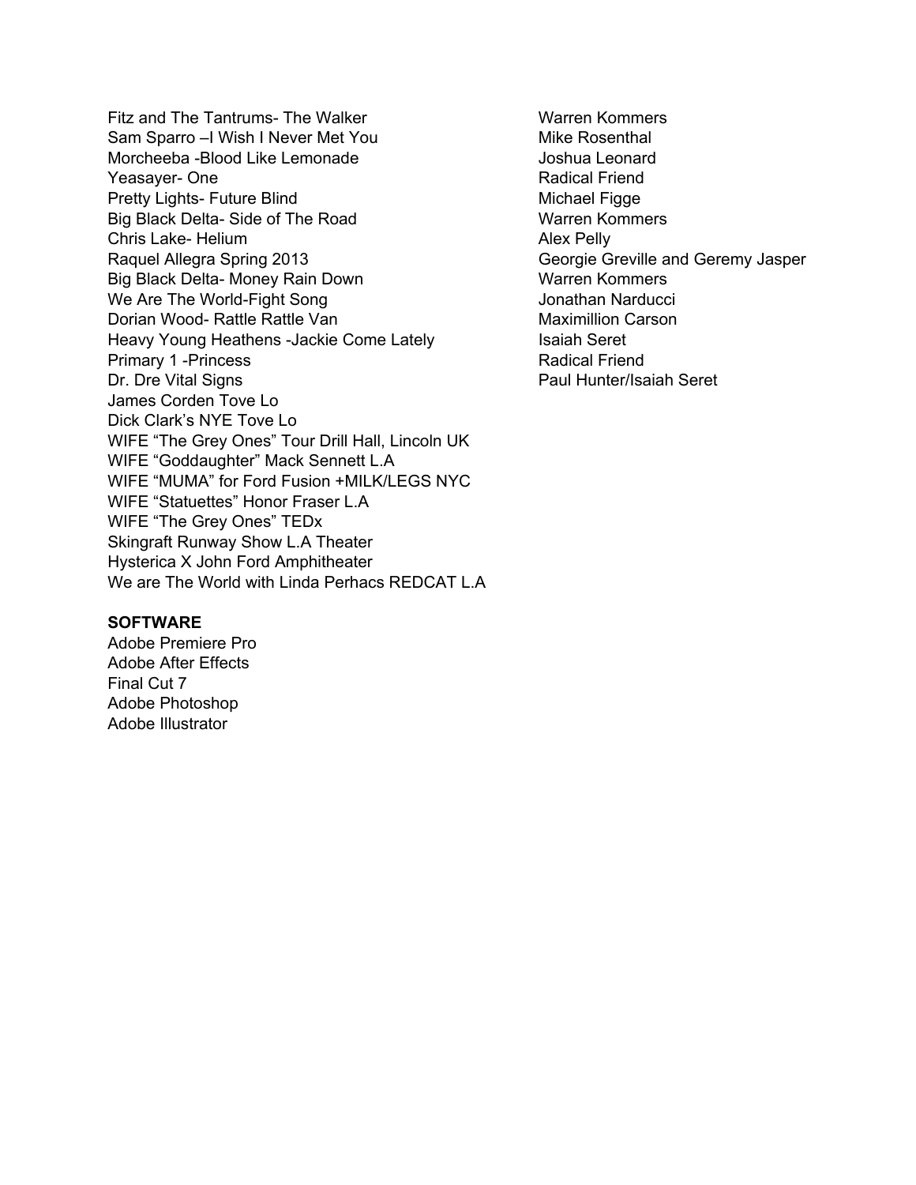| | |
|---|---|
| Fitz and The Tantrums- The Walker | Warren Kommers |
| Sam Sparro –I Wish I Never Met You | Mike Rosenthal |
| Morcheeba -Blood Like Lemonade | Joshua Leonard |
| Yeasayer- One | Radical Friend |
| Pretty Lights- Future Blind | Michael Figge |
| Big Black Delta- Side of The Road | Warren Kommers |
| Chris Lake- Helium | Alex Pelly |
| Raquel Allegra Spring 2013 | Georgie Greville and Geremy Jasper |
| Big Black Delta- Money Rain Down | Warren Kommers |
| We Are The World-Fight Song | Jonathan Narducci |
| Dorian Wood- Rattle Rattle Van | Maximillion Carson |
| Heavy Young Heathens -Jackie Come Lately | Isaiah Seret |
| Primary 1 -Princess | Radical Friend |
| Dr. Dre Vital Signs | Paul Hunter/Isaiah Seret |
| James Corden Tove Lo | |
| Dick Clark's NYE Tove Lo | |
| WIFE "The Grey Ones" Tour Drill Hall, Lincoln UK | |
| WIFE "Goddaughter" Mack Sennett L.A | |
| WIFE "MUMA" for Ford Fusion +MILK/LEGS NYC | |
| WIFE "Statuettes" Honor Fraser L.A | |
| WIFE "The Grey Ones" TEDx | |
| Skingraft Runway Show L.A Theater | |
| Hysterica X John Ford Amphitheater | |
| We are The World with Linda Perhacs REDCAT L.A | |

**SOFTWARE**

Adobe Premiere Pro
Adobe After Effects
Final Cut 7
Adobe Photoshop
Adobe Illustrator